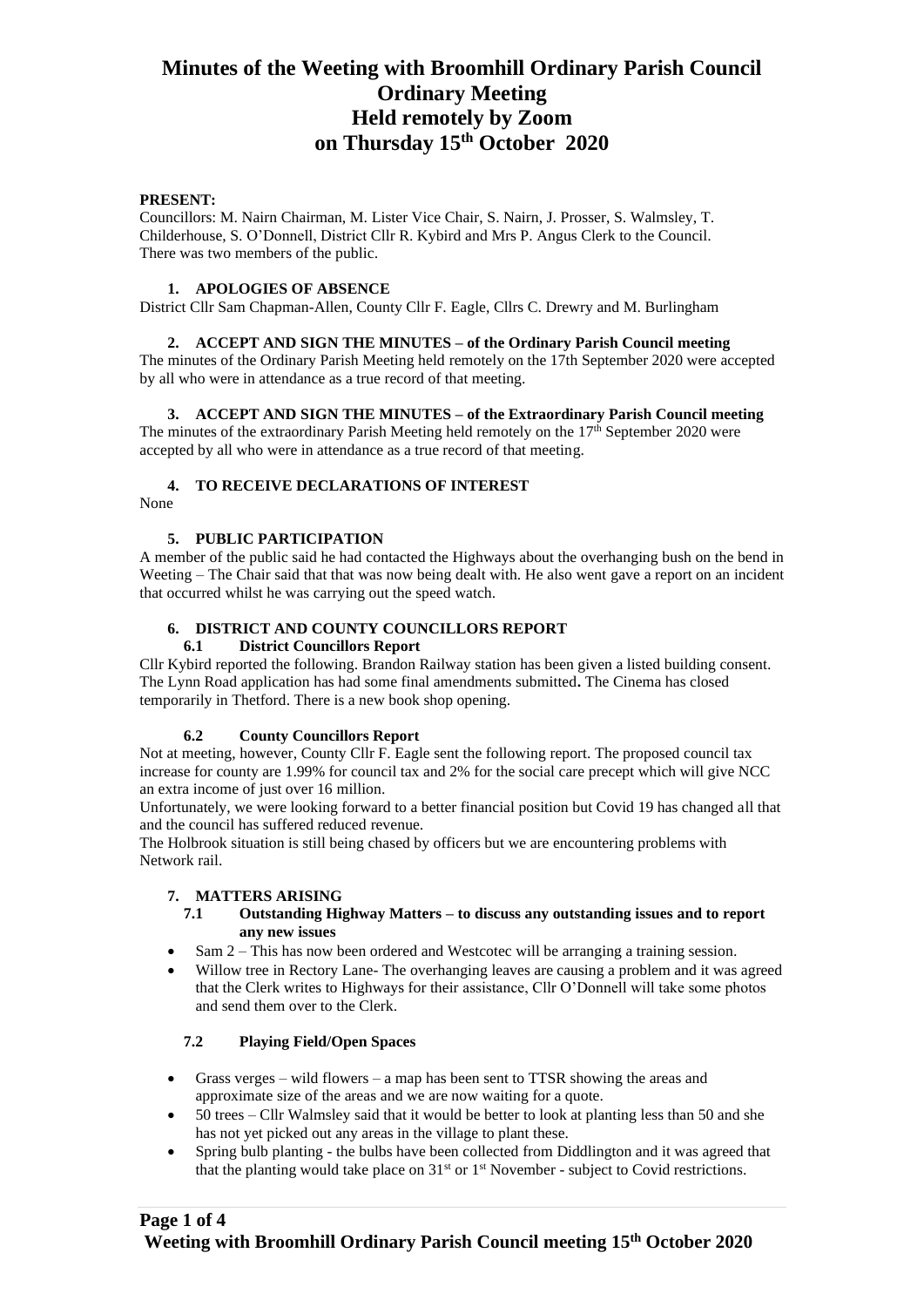# Minutes of the Weeting with Broomhill Ordinary Parish Council Ordinary Meeting Held remotely by Zoom on Thursday 15th October 2020

**PRESENT:**

Councillors: M. Nairn Chairman, M. Lister Vice Chair, S. Nairn, J. Prosser, S. Walmsley, T. Childerhouse, S. O'Donnell, District Cllr R. Kybird and Mrs P. Angus Clerk to the Council. There was two members of the public.

## 1. APOLOGIES OF ABSENCE

District Cllr Sam Chapman-Allen, County Cllr F. Eagle, Cllrs C. Drewry and M. Burlingham

## 2. ACCEPT AND SIGN THE MINUTES – of the Ordinary Parish Council meeting

The minutes of the Ordinary Parish Meeting held remotely on the 17th September 2020 were accepted by all who were in attendance as a true record of that meeting.

## 3. ACCEPT AND SIGN THE MINUTES – of the Extraordinary Parish Council meeting

The minutes of the extraordinary Parish Meeting held remotely on the 17th September 2020 were accepted by all who were in attendance as a true record of that meeting.

## 4. TO RECEIVE DECLARATIONS OF INTEREST

None

## 5. PUBLIC PARTICIPATION

A member of the public said he had contacted the Highways about the overhanging bush on the bend in Weeting – The Chair said that that was now being dealt with. He also went gave a report on an incident that occurred whilst he was carrying out the speed watch.

## 6. DISTRICT AND COUNTY COUNCILLORS REPORT

### 6.1 District Councillors Report

Cllr Kybird reported the following. Brandon Railway station has been given a listed building consent. The Lynn Road application has had some final amendments submitted**.** The Cinema has closed temporarily in Thetford. There is a new book shop opening.

### 6.2 County Councillors Report

Not at meeting, however, County Cllr F. Eagle sent the following report. The proposed council tax increase for county are 1.99% for council tax and 2% for the social care precept which will give NCC an extra income of just over 16 million.

Unfortunately, we were looking forward to a better financial position but Covid 19 has changed all that and the council has suffered reduced revenue.

The Holbrook situation is still being chased by officers but we are encountering problems with Network rail.

## 7. MATTERS ARISING

### 7.1 Outstanding Highway Matters – to discuss any outstanding issues and to report any new issues

- Sam 2 – This has now been ordered and Westcotec will be arranging a training session.
- Willow tree in Rectory Lane- The overhanging leaves are causing a problem and it was agreed that the Clerk writes to Highways for their assistance, Cllr O'Donnell will take some photos and send them over to the Clerk.

### 7.2 Playing Field/Open Spaces

- Grass verges – wild flowers – a map has been sent to TTSR showing the areas and approximate size of the areas and we are now waiting for a quote.
- 50 trees – Cllr Walmsley said that it would be better to look at planting less than 50 and she has not yet picked out any areas in the village to plant these.
- Spring bulb planting - the bulbs have been collected from Diddlington and it was agreed that that the planting would take place on 31st or 1st November - subject to Covid restrictions.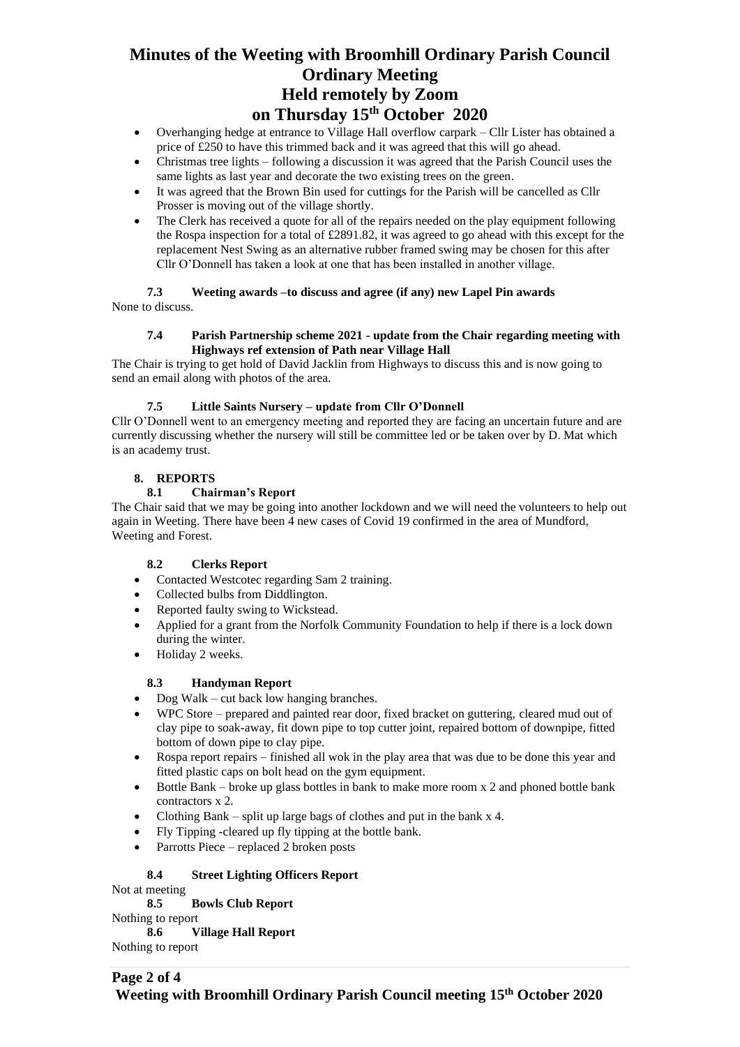- Overhanging hedge at entrance to Village Hall overflow carpark – Cllr Lister has obtained a price of £250 to have this trimmed back and it was agreed that this will go ahead.
- Christmas tree lights – following a discussion it was agreed that the Parish Council uses the same lights as last year and decorate the two existing trees on the green.
- It was agreed that the Brown Bin used for cuttings for the Parish will be cancelled as Cllr Prosser is moving out of the village shortly.
- The Clerk has received a quote for all of the repairs needed on the play equipment following the Rospa inspection for a total of £2891.82, it was agreed to go ahead with this except for the replacement Nest Swing as an alternative rubber framed swing may be chosen for this after Cllr O'Donnell has taken a look at one that has been installed in another village.

### 7.3 Weeting awards –to discuss and agree (if any) new Lapel Pin awards

None to discuss.

### 7.4 Parish Partnership scheme 2021 - update from the Chair regarding meeting with Highways ref extension of Path near Village Hall

The Chair is trying to get hold of David Jacklin from Highways to discuss this and is now going to send an email along with photos of the area.

### 7.5 Little Saints Nursery – update from Cllr O'Donnell

Cllr O'Donnell went to an emergency meeting and reported they are facing an uncertain future and are currently discussing whether the nursery will still be committee led or be taken over by D. Mat which is an academy trust.

## 8. REPORTS

### 8.1 Chairman's Report

The Chair said that we may be going into another lockdown and we will need the volunteers to help out again in Weeting. There have been 4 new cases of Covid 19 confirmed in the area of Mundford, Weeting and Forest.

### 8.2 Clerks Report

- Contacted Westcotec regarding Sam 2 training.
- Collected bulbs from Diddlington.
- Reported faulty swing to Wickstead.
- Applied for a grant from the Norfolk Community Foundation to help if there is a lock down during the winter.
- Holiday 2 weeks.

### 8.3 Handyman Report

- Dog Walk – cut back low hanging branches.
- WPC Store – prepared and painted rear door, fixed bracket on guttering, cleared mud out of clay pipe to soak-away, fit down pipe to top cutter joint, repaired bottom of downpipe, fitted bottom of down pipe to clay pipe.
- Rospa report repairs – finished all wok in the play area that was due to be done this year and fitted plastic caps on bolt head on the gym equipment.
- Bottle Bank – broke up glass bottles in bank to make more room x 2 and phoned bottle bank contractors x 2.
- Clothing Bank – split up large bags of clothes and put in the bank x 4.
- Fly Tipping -cleared up fly tipping at the bottle bank.
- Parrotts Piece – replaced 2 broken posts

### 8.4 Street Lighting Officers Report

Not at meeting

### 8.5 Bowls Club Report

Nothing to report

### 8.6 Village Hall Report

Nothing to report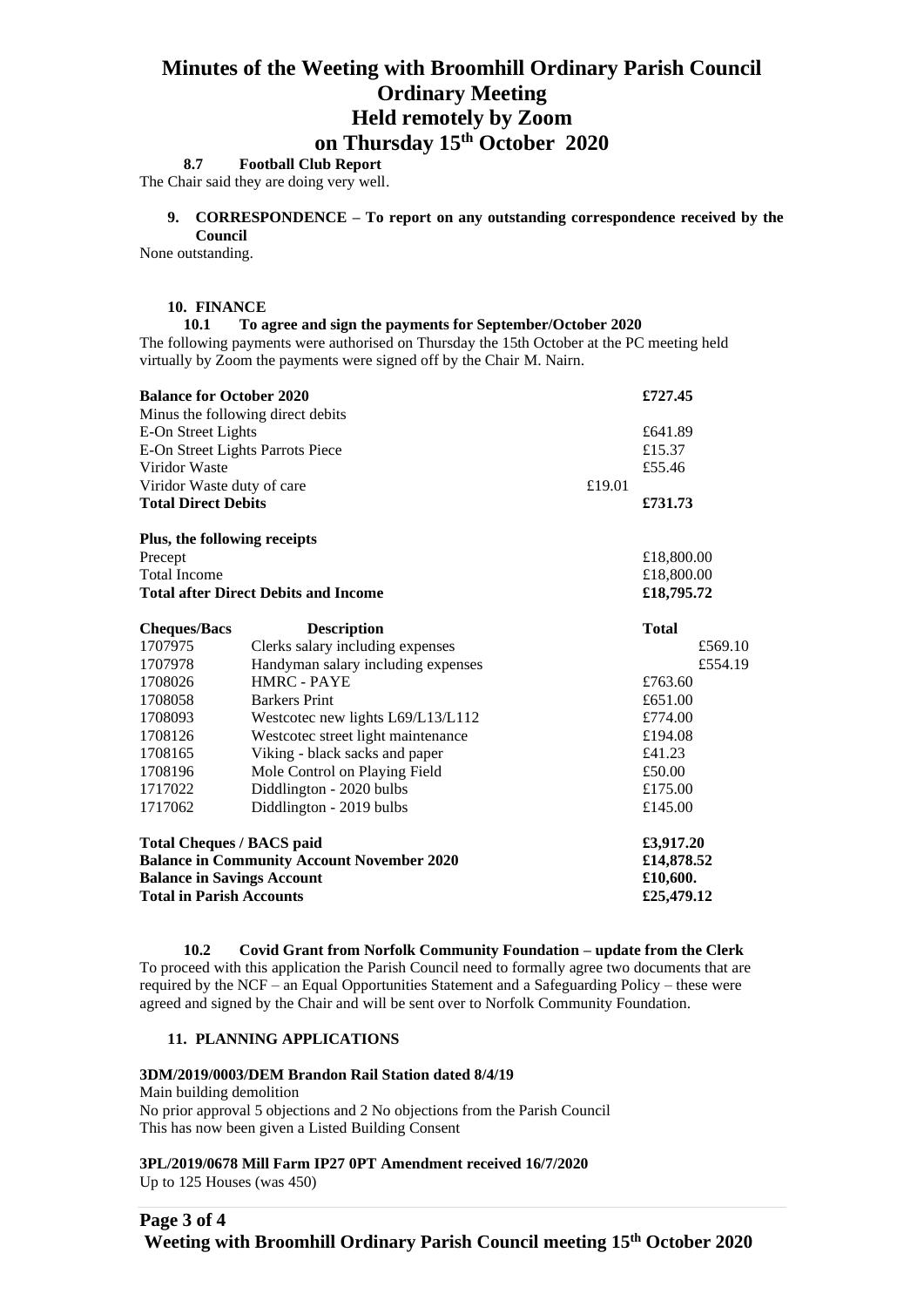# Minutes of the Weeting with Broomhill Ordinary Parish Council Ordinary Meeting Held remotely by Zoom on Thursday 15th October 2020

**8.7 Football Club Report**

The Chair said they are doing very well.

**9. CORRESPONDENCE – To report on any outstanding correspondence received by the Council**

None outstanding.

**10. FINANCE**

**10.1 To agree and sign the payments for September/October 2020**

The following payments were authorised on Thursday the 15th October at the PC meeting held virtually by Zoom the payments were signed off by the Chair M. Nairn.

| | | |
|---|---|---|
| **Balance for October 2020** | | **£727.45** |
| Minus the following direct debits | | |
| E-On Street Lights | | £641.89 |
| E-On Street Lights Parrots Piece | | £15.37 |
| Viridor Waste | | £55.46 |
| Viridor Waste duty of care | £19.01 | |
| **Total Direct Debits** | | **£731.73** |
| **Plus, the following receipts** | | |
| Precept | | £18,800.00 |
| Total Income | | £18,800.00 |
| **Total after Direct Debits and Income** | | **£18,795.72** |

| **Cheques/Bacs** | **Description** | **Total** |
|---|---|---|
| 1707975 | Clerks salary including expenses | £569.10 |
| 1707978 | Handyman salary including expenses | £554.19 |
| 1708026 | HMRC - PAYE | £763.60 |
| 1708058 | Barkers Print | £651.00 |
| 1708093 | Westcotec new lights L69/L13/L112 | £774.00 |
| 1708126 | Westcotec street light maintenance | £194.08 |
| 1708165 | Viking - black sacks and paper | £41.23 |
| 1708196 | Mole Control on Playing Field | £50.00 |
| 1717022 | Diddlington - 2020 bulbs | £175.00 |
| 1717062 | Diddlington - 2019 bulbs | £145.00 |
| **Total Cheques / BACS paid** | | **£3,917.20** |
| **Balance in Community Account November 2020** | | **£14,878.52** |
| **Balance in Savings Account** | | **£10,600.** |
| **Total in Parish Accounts** | | **£25,479.12** |

**10.2 Covid Grant from Norfolk Community Foundation – update from the Clerk**

To proceed with this application the Parish Council need to formally agree two documents that are required by the NCF – an Equal Opportunities Statement and a Safeguarding Policy – these were agreed and signed by the Chair and will be sent over to Norfolk Community Foundation.

**11. PLANNING APPLICATIONS**

**3DM/2019/0003/DEM Brandon Rail Station dated 8/4/19**

Main building demolition

No prior approval 5 objections and 2 No objections from the Parish Council

This has now been given a Listed Building Consent

**3PL/2019/0678 Mill Farm IP27 0PT Amendment received 16/7/2020**

Up to 125 Houses (was 450)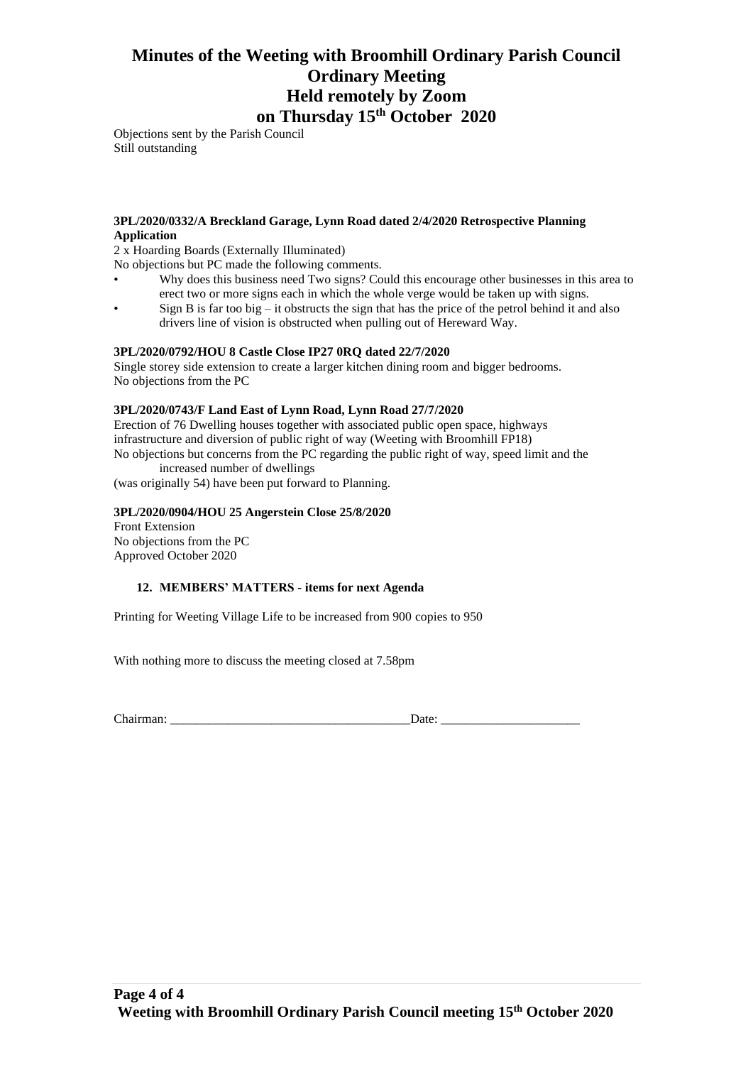# Minutes of the Weeting with Broomhill Ordinary Parish Council Ordinary Meeting Held remotely by Zoom on Thursday 15th October 2020

Objections sent by the Parish Council
Still outstanding

**3PL/2020/0332/A Breckland Garage, Lynn Road dated 2/4/2020 Retrospective Planning Application**

2 x Hoarding Boards (Externally Illuminated)
No objections but PC made the following comments.

- Why does this business need Two signs? Could this encourage other businesses in this area to erect two or more signs each in which the whole verge would be taken up with signs.
- Sign B is far too big – it obstructs the sign that has the price of the petrol behind it and also drivers line of vision is obstructed when pulling out of Hereward Way.

**3PL/2020/0792/HOU 8 Castle Close IP27 0RQ dated 22/7/2020**

Single storey side extension to create a larger kitchen dining room and bigger bedrooms.
No objections from the PC

**3PL/2020/0743/F Land East of Lynn Road, Lynn Road 27/7/2020**

Erection of 76 Dwelling houses together with associated public open space, highways infrastructure and diversion of public right of way (Weeting with Broomhill FP18)
No objections but concerns from the PC regarding the public right of way, speed limit and the increased number of dwellings
(was originally 54) have been put forward to Planning.

**3PL/2020/0904/HOU 25 Angerstein Close 25/8/2020**

Front Extension
No objections from the PC
Approved October 2020

**12. MEMBERS' MATTERS - items for next Agenda**

Printing for Weeting Village Life to be increased from 900 copies to 950

With nothing more to discuss the meeting closed at 7.58pm

Chairman: _____________________________________Date: _____________________